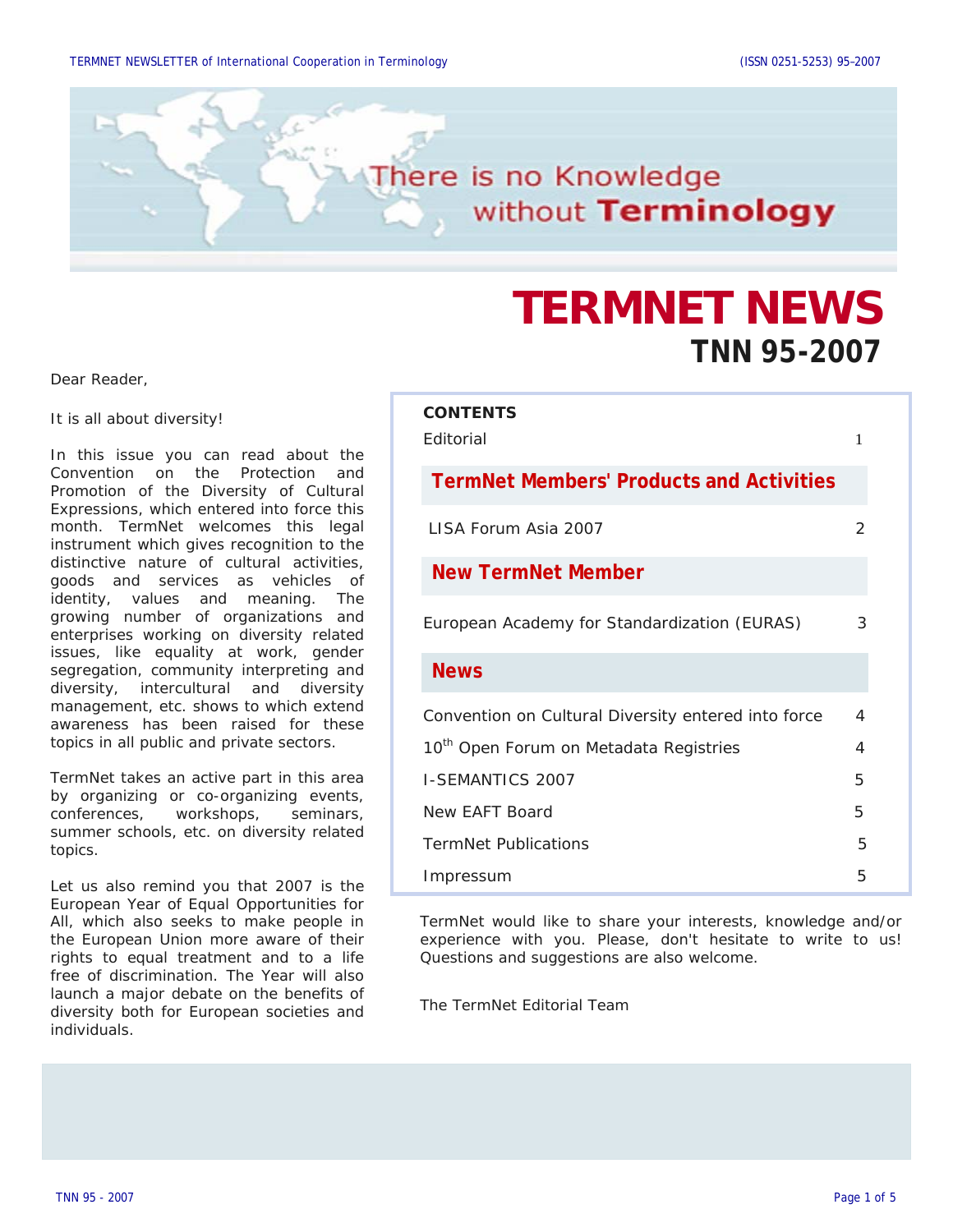There is no Knowledge without **Terminology**

# TERMNET NEWS

## TNN 95-2007

Dear Reader,

It is all about diversity!

In this issue you can read about the Convention on the Protection and Promotion of the Diversity of Cultural Expressions, which entered into force this month. TermNet welcomes this legal instrument which gives recognition to the distinctive nature of cultural activities, goods and services as vehicles of identity, values and meaning. The growing number of organizations and enterprises working on diversity related issues, like equality at work, gender segregation, community interpreting and diversity, intercultural and diversity management, etc. shows to which extend awareness has been raised for these topics in all public and private sectors.

TermNet takes an active part in this area by organizing or co-organizing events, conferences, workshops, seminars, summer schools, etc. on diversity related topics.

Let us also remind you that 2007 is the European Year of Equal Opportunities for All, which also seeks to make people in the European Union more aware of their rights to equal treatment and to a life free of discrimination. The Year will also launch a major debate on the benefits of diversity both for European societies and individuals.

**CONTENTS**

| | |
|---|---|
| Editorial | 1 |
| **TermNet Members' Products and Activities** | |
| LISA Forum Asia 2007 | 2 |
| **New TermNet Member** | |
| European Academy for Standardization (EURAS) | 3 |
| **News** | |
| Convention on Cultural Diversity entered into force | 4 |
| 10th Open Forum on Metadata Registries | 4 |
| I-SEMANTICS 2007 | 5 |
| New EAFT Board | 5 |
| TermNet Publications | 5 |
| Impressum | 5 |

TermNet would like to share your interests, knowledge and/or experience with you. Please, don't hesitate to write to us! Questions and suggestions are also welcome.

The TermNet Editorial Team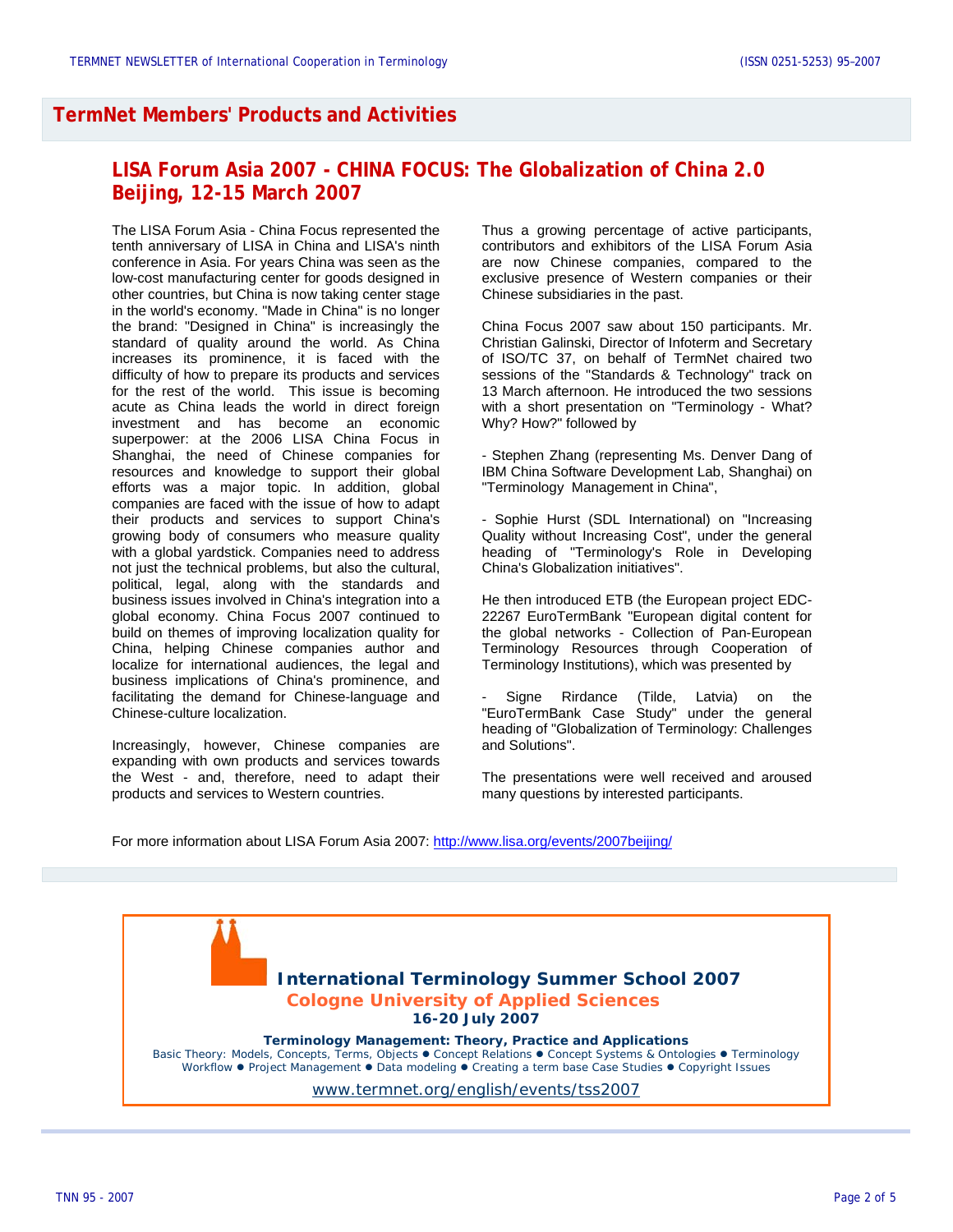## TermNet Members' Products and Activities

### LISA Forum Asia 2007 - CHINA FOCUS: The Globalization of China 2.0 Beijing, 12-15 March 2007

The LISA Forum Asia - China Focus represented the tenth anniversary of LISA in China and LISA's ninth conference in Asia. For years China was seen as the low-cost manufacturing center for goods designed in other countries, but China is now taking center stage in the world's economy. "Made in China" is no longer the brand: "Designed in China" is increasingly the standard of quality around the world. As China increases its prominence, it is faced with the difficulty of how to prepare its products and services for the rest of the world. This issue is becoming acute as China leads the world in direct foreign investment and has become an economic superpower: at the 2006 LISA China Focus in Shanghai, the need of Chinese companies for resources and knowledge to support their global efforts was a major topic. In addition, global companies are faced with the issue of how to adapt their products and services to support China's growing body of consumers who measure quality with a global yardstick. Companies need to address not just the technical problems, but also the cultural, political, legal, along with the standards and business issues involved in China's integration into a global economy. China Focus 2007 continued to build on themes of improving localization quality for China, helping Chinese companies author and localize for international audiences, the legal and business implications of China's prominence, and facilitating the demand for Chinese-language and Chinese-culture localization.

Increasingly, however, Chinese companies are expanding with own products and services towards the West - and, therefore, need to adapt their products and services to Western countries.

Thus a growing percentage of active participants, contributors and exhibitors of the LISA Forum Asia are now Chinese companies, compared to the exclusive presence of Western companies or their Chinese subsidiaries in the past.

China Focus 2007 saw about 150 participants. Mr. Christian Galinski, Director of Infoterm and Secretary of ISO/TC 37, on behalf of TermNet chaired two sessions of the "Standards & Technology" track on 13 March afternoon. He introduced the two sessions with a short presentation on "Terminology - What? Why? How?" followed by

- Stephen Zhang (representing Ms. Denver Dang of IBM China Software Development Lab, Shanghai) on "Terminology Management in China",

- Sophie Hurst (SDL International) on "Increasing Quality without Increasing Cost", under the general heading of "Terminology's Role in Developing China's Globalization initiatives".

He then introduced ETB (the European project EDC-22267 EuroTermBank "European digital content for the global networks - Collection of Pan-European Terminology Resources through Cooperation of Terminology Institutions), which was presented by

- Signe Rirdance (Tilde, Latvia) on the "EuroTermBank Case Study" under the general heading of "Globalization of Terminology: Challenges and Solutions".

The presentations were well received and aroused many questions by interested participants.

For more information about LISA Forum Asia 2007: http://www.lisa.org/events/2007beijing/

---

**International Terminology Summer School 2007**
**Cologne University of Applied Sciences**
**16-20 July 2007**

**Terminology Management: Theory, Practice and Applications**
Basic Theory: Models, Concepts, Terms, Objects ● Concept Relations ● Concept Systems & Ontologies ● Terminology Workflow ● Project Management ● Data modeling ● Creating a term base Case Studies ● Copyright Issues

www.termnet.org/english/events/tss2007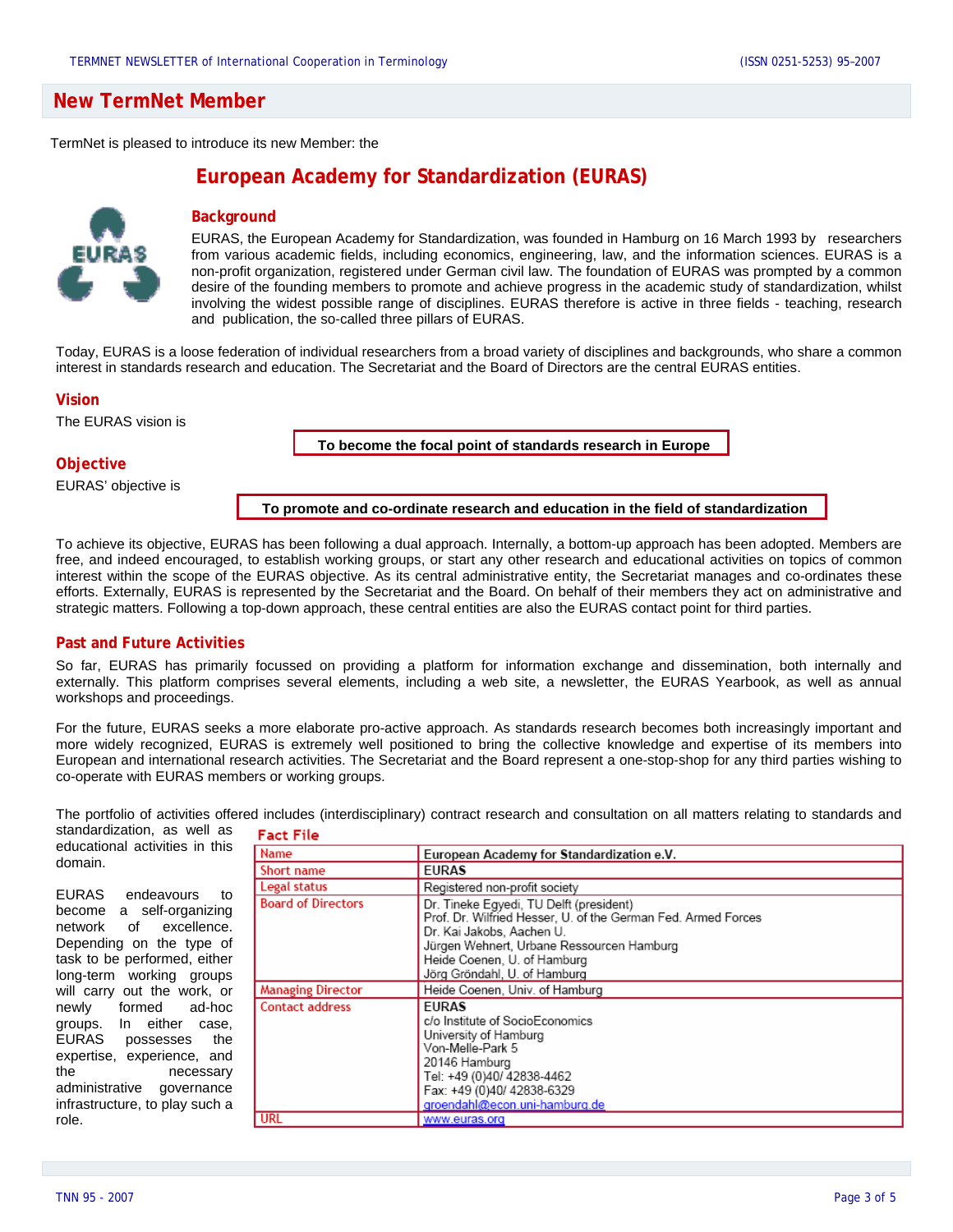## New TermNet Member

TermNet is pleased to introduce its new Member: the

# European Academy for Standardization (EURAS)

### Background

EURAS, the European Academy for Standardization, was founded in Hamburg on 16 March 1993 by researchers from various academic fields, including economics, engineering, law, and the information sciences. EURAS is a non-profit organization, registered under German civil law. The foundation of EURAS was prompted by a common desire of the founding members to promote and achieve progress in the academic study of standardization, whilst involving the widest possible range of disciplines. EURAS therefore is active in three fields - teaching, research and publication, the so-called three pillars of EURAS.

Today, EURAS is a loose federation of individual researchers from a broad variety of disciplines and backgrounds, who share a common interest in standards research and education. The Secretariat and the Board of Directors are the central EURAS entities.

### Vision

The EURAS vision is

**To become the focal point of standards research in Europe**

### Objective

EURAS' objective is

**To promote and co-ordinate research and education in the field of standardization**

To achieve its objective, EURAS has been following a dual approach. Internally, a bottom-up approach has been adopted. Members are free, and indeed encouraged, to establish working groups, or start any other research and educational activities on topics of common interest within the scope of the EURAS objective. As its central administrative entity, the Secretariat manages and co-ordinates these efforts. Externally, EURAS is represented by the Secretariat and the Board. On behalf of their members they act on administrative and strategic matters. Following a top-down approach, these central entities are also the EURAS contact point for third parties.

### Past and Future Activities

So far, EURAS has primarily focussed on providing a platform for information exchange and dissemination, both internally and externally. This platform comprises several elements, including a web site, a newsletter, the EURAS Yearbook, as well as annual workshops and proceedings.

For the future, EURAS seeks a more elaborate pro-active approach. As standards research becomes both increasingly important and more widely recognized, EURAS is extremely well positioned to bring the collective knowledge and expertise of its members into European and international research activities. The Secretariat and the Board represent a one-stop-shop for any third parties wishing to co-operate with EURAS members or working groups.

The portfolio of activities offered includes (interdisciplinary) contract research and consultation on all matters relating to standards and standardization, as well as educational activities in this domain.

EURAS endeavours to become a self-organizing network of excellence. Depending on the type of task to be performed, either long-term working groups will carry out the work, or newly formed ad-hoc groups. In either case, EURAS possesses the expertise, experience, and the necessary administrative governance infrastructure, to play such a role.

### Fact File

| | |
|---|---|
| Name | **European Academy for Standardization e.V.** |
| Short name | **EURAS** |
| Legal status | Registered non-profit society |
| Board of Directors | Dr. Tineke Egyedi, TU Delft (president)<br>Prof. Dr. Wilfried Hesser, U. of the German Fed. Armed Forces<br>Dr. Kai Jakobs, Aachen U.<br>Jürgen Wehnert, Urbane Ressourcen Hamburg<br>Heide Coenen, U. of Hamburg<br>Jörg Gröndahl, U. of Hamburg |
| Managing Director | Heide Coenen, Univ. of Hamburg |
| Contact address | **EURAS**<br>c/o Institute of SocioEconomics<br>University of Hamburg<br>Von-Melle-Park 5<br>20146 Hamburg<br>Tel: +49 (0)40/ 42838-4462<br>Fax: +49 (0)40/ 42838-6329<br>groendahl@econ.uni-hamburg.de |
| URL | www.euras.org |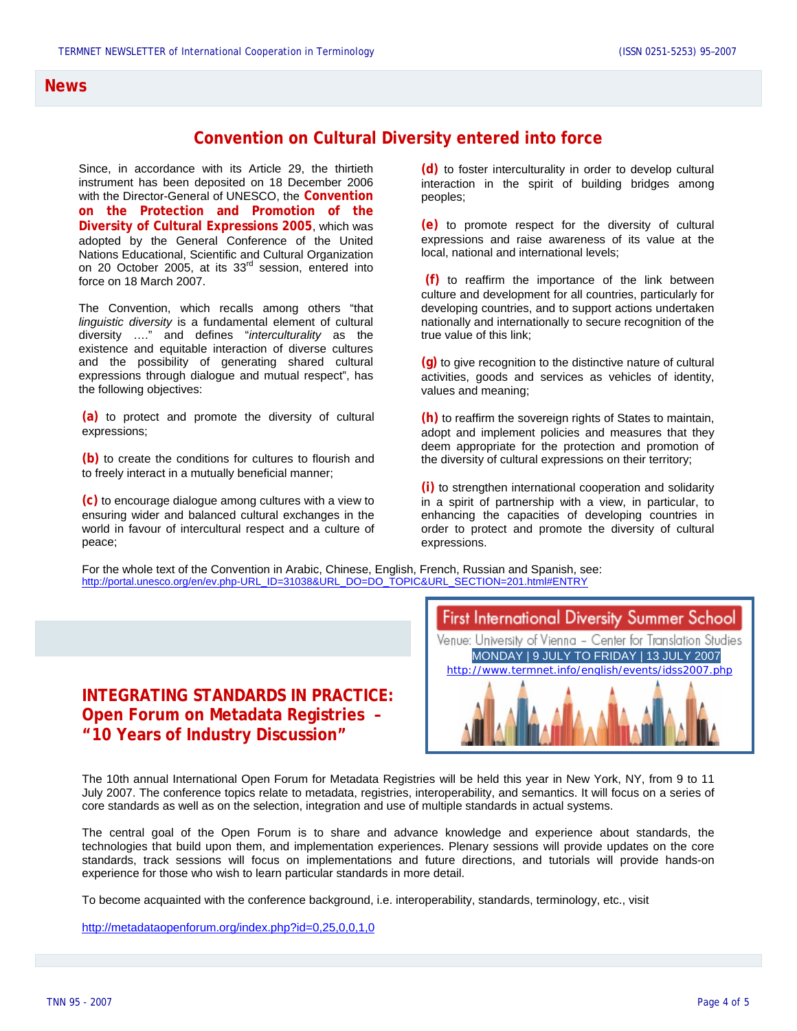## News

### Convention on Cultural Diversity entered into force

Since, in accordance with its Article 29, the thirtieth instrument has been deposited on 18 December 2006 with the Director-General of UNESCO, the **Convention on the Protection and Promotion of the Diversity of Cultural Expressions 2005**, which was adopted by the General Conference of the United Nations Educational, Scientific and Cultural Organization on 20 October 2005, at its 33rd session, entered into force on 18 March 2007.

The Convention, which recalls among others "that *linguistic diversity* is a fundamental element of cultural diversity …." and defines "*interculturality* as the existence and equitable interaction of diverse cultures and the possibility of generating shared cultural expressions through dialogue and mutual respect", has the following objectives:

**(a)** to protect and promote the diversity of cultural expressions;

**(b)** to create the conditions for cultures to flourish and to freely interact in a mutually beneficial manner;

**(c)** to encourage dialogue among cultures with a view to ensuring wider and balanced cultural exchanges in the world in favour of intercultural respect and a culture of peace;

**(d)** to foster interculturality in order to develop cultural interaction in the spirit of building bridges among peoples;

**(e)** to promote respect for the diversity of cultural expressions and raise awareness of its value at the local, national and international levels;

**(f)** to reaffirm the importance of the link between culture and development for all countries, particularly for developing countries, and to support actions undertaken nationally and internationally to secure recognition of the true value of this link;

**(g)** to give recognition to the distinctive nature of cultural activities, goods and services as vehicles of identity, values and meaning;

**(h)** to reaffirm the sovereign rights of States to maintain, adopt and implement policies and measures that they deem appropriate for the protection and promotion of the diversity of cultural expressions on their territory;

**(i)** to strengthen international cooperation and solidarity in a spirit of partnership with a view, in particular, to enhancing the capacities of developing countries in order to protect and promote the diversity of cultural expressions.

For the whole text of the Convention in Arabic, Chinese, English, French, Russian and Spanish, see:
http://portal.unesco.org/en/ev.php-URL_ID=31038&URL_DO=DO_TOPIC&URL_SECTION=201.html#ENTRY

**First International Diversity Summer School**
Venue: University of Vienna – Center for Translation Studies
MONDAY | 9 JULY TO FRIDAY | 13 JULY 2007
http://www.termnet.info/english/events/idss2007.php

### INTEGRATING STANDARDS IN PRACTICE: Open Forum on Metadata Registries – "10 Years of Industry Discussion"

The 10th annual International Open Forum for Metadata Registries will be held this year in New York, NY, from 9 to 11 July 2007. The conference topics relate to metadata, registries, interoperability, and semantics. It will focus on a series of core standards as well as on the selection, integration and use of multiple standards in actual systems.

The central goal of the Open Forum is to share and advance knowledge and experience about standards, the technologies that build upon them, and implementation experiences. Plenary sessions will provide updates on the core standards, track sessions will focus on implementations and future directions, and tutorials will provide hands-on experience for those who wish to learn particular standards in more detail.

To become acquainted with the conference background, i.e. interoperability, standards, terminology, etc., visit

http://metadataopenforum.org/index.php?id=0,25,0,0,1,0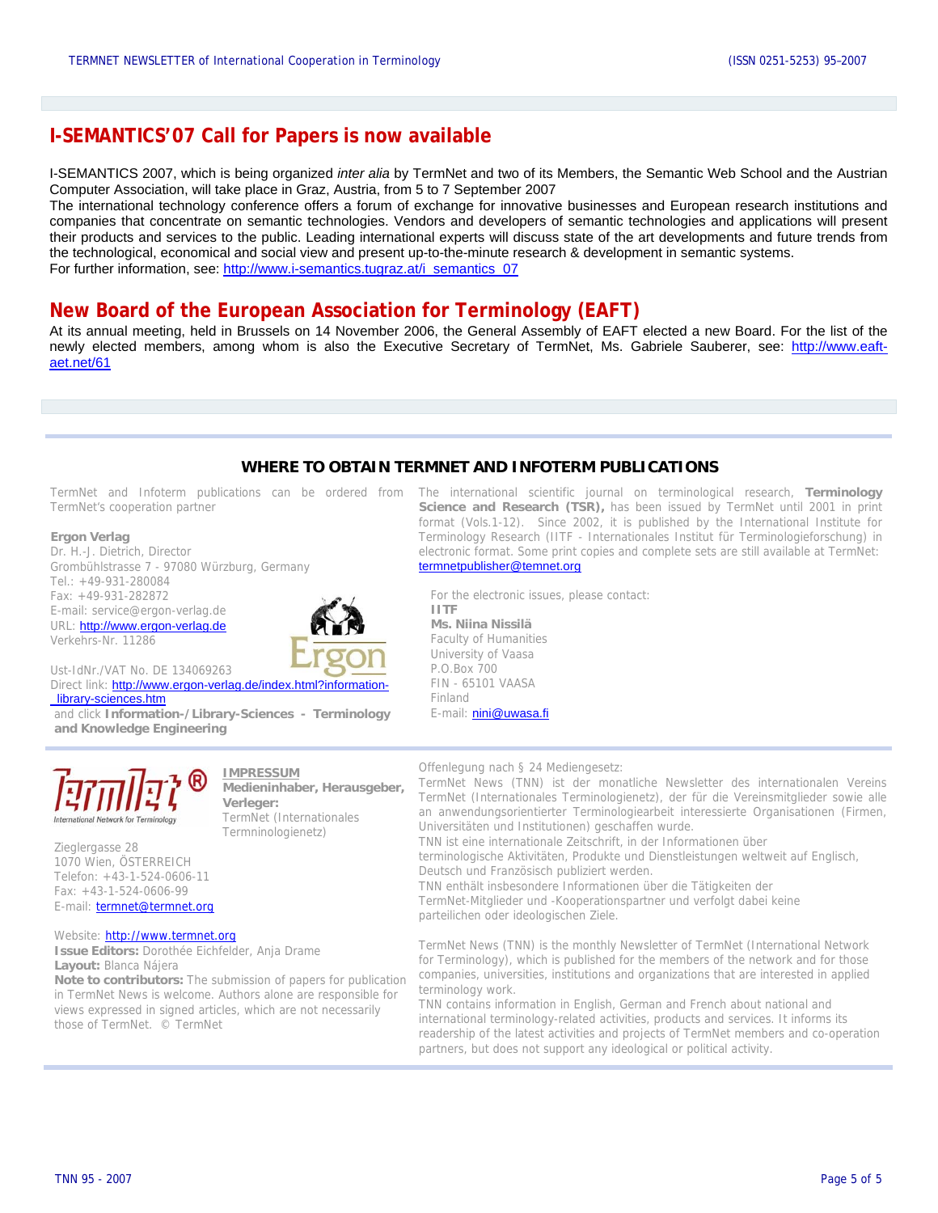## I-SEMANTICS'07 Call for Papers is now available

I-SEMANTICS 2007, which is being organized *inter alia* by TermNet and two of its Members, the Semantic Web School and the Austrian Computer Association, will take place in Graz, Austria, from 5 to 7 September 2007
The international technology conference offers a forum of exchange for innovative businesses and European research institutions and companies that concentrate on semantic technologies. Vendors and developers of semantic technologies and applications will present their products and services to the public. Leading international experts will discuss state of the art developments and future trends from the technological, economical and social view and present up-to-the-minute research & development in semantic systems.
For further information, see: http://www.i-semantics.tugraz.at/i_semantics_07

## New Board of the European Association for Terminology (EAFT)

At its annual meeting, held in Brussels on 14 November 2006, the General Assembly of EAFT elected a new Board. For the list of the newly elected members, among whom is also the Executive Secretary of TermNet, Ms. Gabriele Sauberer, see: http://www.eaft-aet.net/61

### WHERE TO OBTAIN TERMNET AND INFOTERM PUBLICATIONS

TermNet and Infoterm publications can be ordered from TermNet's cooperation partner

**Ergon Verlag**
Dr. H.-J. Dietrich, Director
Grombühlstrasse 7 - 97080 Würzburg, Germany
Tel.: +49-931-280084
Fax: +49-931-282872
E-mail: service@ergon-verlag.de
URL: http://www.ergon-verlag.de
Verkehrs-Nr. 11286

Ust-IdNr./VAT No. DE 134069263
Direct link: http://www.ergon-verlag.de/index.html?information-_library-sciences.htm
and click **Information-/Library-Sciences - Terminology and Knowledge Engineering**

The international scientific journal on terminological research, **Terminology Science and Research (TSR),** has been issued by TermNet until 2001 in print format (Vols.1-12). Since 2002, it is published by the International Institute for Terminology Research (IITF - Internationales Institut für Terminologieforschung) in electronic format. Some print copies and complete sets are still available at TermNet: termnetpublisher@temnet.org

For the electronic issues, please contact:
**IITF**
**Ms. Niina Nissilä**
Faculty of Humanities
University of Vaasa
P.O.Box 700
FIN - 65101 VAASA
Finland
E-mail: nini@uwasa.fi

**IMPRESSUM**
**Medieninhaber, Herausgeber, Verleger:**
TermNet (Internationales Termninologienetz)

Zieglergasse 28
1070 Wien, ÖSTERREICH
Telefon: +43-1-524-0606-11
Fax: +43-1-524-0606-99
E-mail: termnet@termnet.org

Website: http://www.termnet.org
**Issue Editors:** Dorothée Eichfelder, Anja Drame
**Layout:** Blanca Nájera
**Note to contributors:** The submission of papers for publication in TermNet News is welcome. Authors alone are responsible for views expressed in signed articles, which are not necessarily those of TermNet. © TermNet

Offenlegung nach § 24 Mediengesetz:
TermNet News (TNN) ist der monatliche Newsletter des internationalen Vereins TermNet (Internationales Terminologienetz), der für die Vereinsmitglieder sowie alle an anwendungsorientierter Terminologiearbeit interessierte Organisationen (Firmen, Universitäten und Institutionen) geschaffen wurde.
TNN ist eine internationale Zeitschrift, in der Informationen über terminologische Aktivitäten, Produkte und Dienstleistungen weltweit auf Englisch, Deutsch und Französisch publiziert werden.
TNN enthält insbesondere Informationen über die Tätigkeiten der TermNet-Mitglieder und -Kooperationspartner und verfolgt dabei keine parteilichen oder ideologischen Ziele.

TermNet News (TNN) is the monthly Newsletter of TermNet (International Network for Terminology), which is published for the members of the network and for those companies, universities, institutions and organizations that are interested in applied terminology work.
TNN contains information in English, German and French about national and international terminology-related activities, products and services. It informs its readership of the latest activities and projects of TermNet members and co-operation partners, but does not support any ideological or political activity.